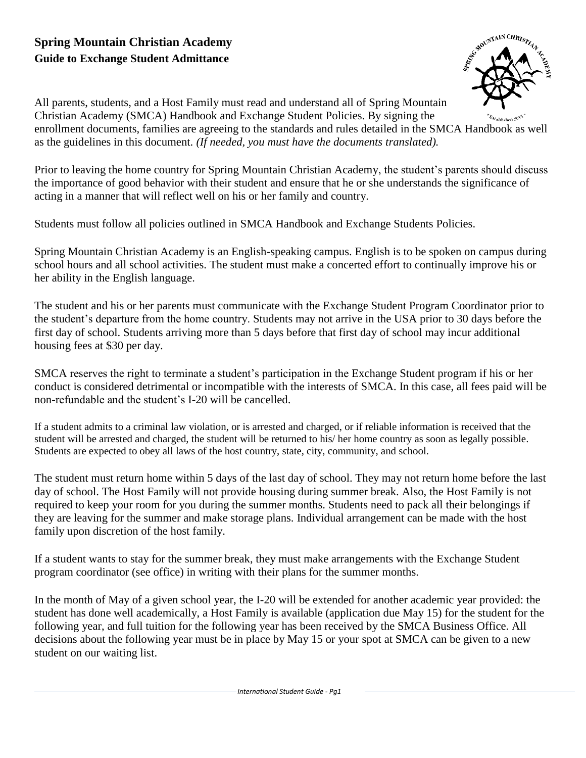# Spring Mountain Christian Academy

## Guide to Exchange Student Admittance

All parents, students, and a Host Family must read and understand all of Spring Mountain Christian Academy (SMCA) Handbook and Exchange Student Policies. By signing the enrollment documents, families are agreeing to the standards and rules detailed in the SMCA Handbook as well as the guidelines in this document. *(If needed, you must have the documents translated).*

Prior to leaving the home country for Spring Mountain Christian Academy, the student's parents should discuss the importance of good behavior with their student and ensure that he or she understands the significance of acting in a manner that will reflect well on his or her family and country.

Students must follow all policies outlined in SMCA Handbook and Exchange Students Policies.

Spring Mountain Christian Academy is an English-speaking campus. English is to be spoken on campus during school hours and all school activities. The student must make a concerted effort to continually improve his or her ability in the English language.

The student and his or her parents must communicate with the Exchange Student Program Coordinator prior to the student's departure from the home country. Students may not arrive in the USA prior to 30 days before the first day of school. Students arriving more than 5 days before that first day of school may incur additional housing fees at $30 per day.

SMCA reserves the right to terminate a student's participation in the Exchange Student program if his or her conduct is considered detrimental or incompatible with the interests of SMCA. In this case, all fees paid will be non-refundable and the student's I-20 will be cancelled.

If a student admits to a criminal law violation, or is arrested and charged, or if reliable information is received that the student will be arrested and charged, the student will be returned to his/ her home country as soon as legally possible. Students are expected to obey all laws of the host country, state, city, community, and school.

The student must return home within 5 days of the last day of school. They may not return home before the last day of school. The Host Family will not provide housing during summer break. Also, the Host Family is not required to keep your room for you during the summer months. Students need to pack all their belongings if they are leaving for the summer and make storage plans. Individual arrangement can be made with the host family upon discretion of the host family.

If a student wants to stay for the summer break, they must make arrangements with the Exchange Student program coordinator (see office) in writing with their plans for the summer months.

In the month of May of a given school year, the I-20 will be extended for another academic year provided: the student has done well academically, a Host Family is available (application due May 15) for the student for the following year, and full tuition for the following year has been received by the SMCA Business Office. All decisions about the following year must be in place by May 15 or your spot at SMCA can be given to a new student on our waiting list.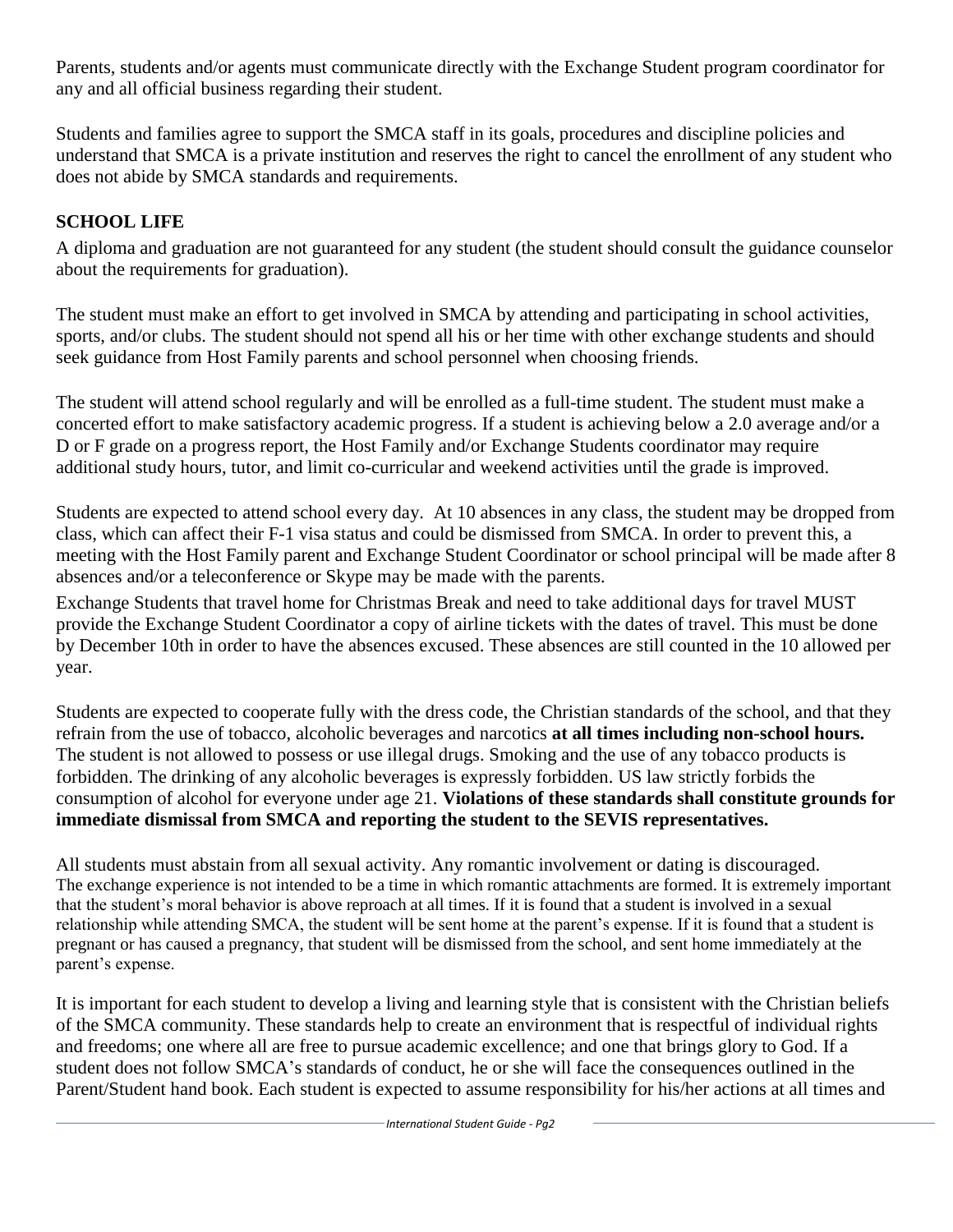Parents, students and/or agents must communicate directly with the Exchange Student program coordinator for any and all official business regarding their student.

Students and families agree to support the SMCA staff in its goals, procedures and discipline policies and understand that SMCA is a private institution and reserves the right to cancel the enrollment of any student who does not abide by SMCA standards and requirements.

## SCHOOL LIFE

A diploma and graduation are not guaranteed for any student (the student should consult the guidance counselor about the requirements for graduation).

The student must make an effort to get involved in SMCA by attending and participating in school activities, sports, and/or clubs. The student should not spend all his or her time with other exchange students and should seek guidance from Host Family parents and school personnel when choosing friends.

The student will attend school regularly and will be enrolled as a full-time student. The student must make a concerted effort to make satisfactory academic progress. If a student is achieving below a 2.0 average and/or a D or F grade on a progress report, the Host Family and/or Exchange Students coordinator may require additional study hours, tutor, and limit co-curricular and weekend activities until the grade is improved.

Students are expected to attend school every day. At 10 absences in any class, the student may be dropped from class, which can affect their F-1 visa status and could be dismissed from SMCA. In order to prevent this, a meeting with the Host Family parent and Exchange Student Coordinator or school principal will be made after 8 absences and/or a teleconference or Skype may be made with the parents.

Exchange Students that travel home for Christmas Break and need to take additional days for travel MUST provide the Exchange Student Coordinator a copy of airline tickets with the dates of travel. This must be done by December 10th in order to have the absences excused. These absences are still counted in the 10 allowed per year.

Students are expected to cooperate fully with the dress code, the Christian standards of the school, and that they refrain from the use of tobacco, alcoholic beverages and narcotics **at all times including non-school hours.** The student is not allowed to possess or use illegal drugs. Smoking and the use of any tobacco products is forbidden. The drinking of any alcoholic beverages is expressly forbidden. US law strictly forbids the consumption of alcohol for everyone under age 21. **Violations of these standards shall constitute grounds for immediate dismissal from SMCA and reporting the student to the SEVIS representatives.**

All students must abstain from all sexual activity. Any romantic involvement or dating is discouraged. The exchange experience is not intended to be a time in which romantic attachments are formed. It is extremely important that the student's moral behavior is above reproach at all times. If it is found that a student is involved in a sexual relationship while attending SMCA, the student will be sent home at the parent's expense. If it is found that a student is pregnant or has caused a pregnancy, that student will be dismissed from the school, and sent home immediately at the parent's expense.

It is important for each student to develop a living and learning style that is consistent with the Christian beliefs of the SMCA community. These standards help to create an environment that is respectful of individual rights and freedoms; one where all are free to pursue academic excellence; and one that brings glory to God. If a student does not follow SMCA's standards of conduct, he or she will face the consequences outlined in the Parent/Student hand book. Each student is expected to assume responsibility for his/her actions at all times and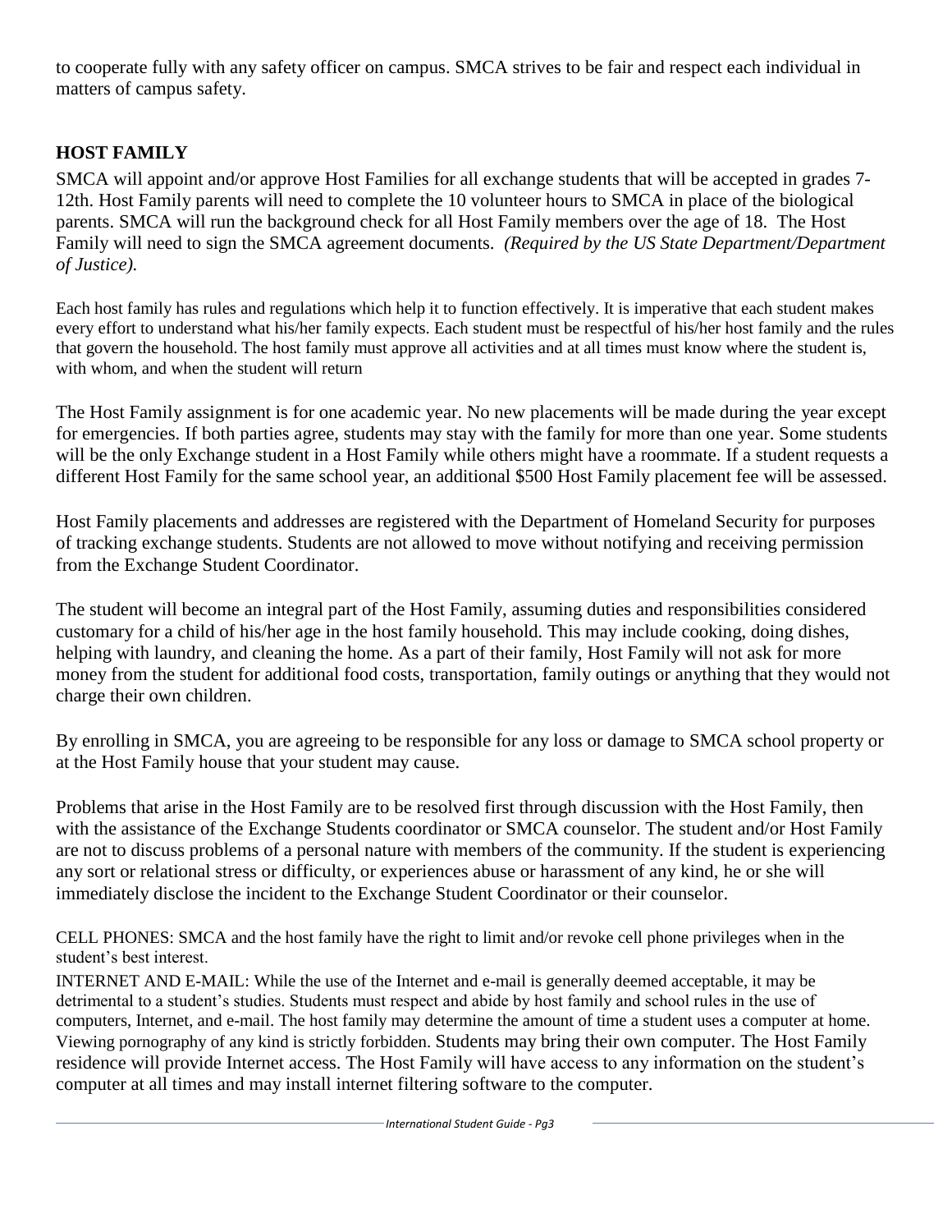to cooperate fully with any safety officer on campus. SMCA strives to be fair and respect each individual in matters of campus safety.

## HOST FAMILY

SMCA will appoint and/or approve Host Families for all exchange students that will be accepted in grades 7-12th. Host Family parents will need to complete the 10 volunteer hours to SMCA in place of the biological parents. SMCA will run the background check for all Host Family members over the age of 18. The Host Family will need to sign the SMCA agreement documents. *(Required by the US State Department/Department of Justice).*

Each host family has rules and regulations which help it to function effectively. It is imperative that each student makes every effort to understand what his/her family expects. Each student must be respectful of his/her host family and the rules that govern the household. The host family must approve all activities and at all times must know where the student is, with whom, and when the student will return

The Host Family assignment is for one academic year. No new placements will be made during the year except for emergencies. If both parties agree, students may stay with the family for more than one year. Some students will be the only Exchange student in a Host Family while others might have a roommate. If a student requests a different Host Family for the same school year, an additional $500 Host Family placement fee will be assessed.

Host Family placements and addresses are registered with the Department of Homeland Security for purposes of tracking exchange students. Students are not allowed to move without notifying and receiving permission from the Exchange Student Coordinator.

The student will become an integral part of the Host Family, assuming duties and responsibilities considered customary for a child of his/her age in the host family household. This may include cooking, doing dishes, helping with laundry, and cleaning the home. As a part of their family, Host Family will not ask for more money from the student for additional food costs, transportation, family outings or anything that they would not charge their own children.

By enrolling in SMCA, you are agreeing to be responsible for any loss or damage to SMCA school property or at the Host Family house that your student may cause.

Problems that arise in the Host Family are to be resolved first through discussion with the Host Family, then with the assistance of the Exchange Students coordinator or SMCA counselor. The student and/or Host Family are not to discuss problems of a personal nature with members of the community. If the student is experiencing any sort or relational stress or difficulty, or experiences abuse or harassment of any kind, he or she will immediately disclose the incident to the Exchange Student Coordinator or their counselor.

CELL PHONES: SMCA and the host family have the right to limit and/or revoke cell phone privileges when in the student's best interest.

INTERNET AND E-MAIL: While the use of the Internet and e-mail is generally deemed acceptable, it may be detrimental to a student's studies. Students must respect and abide by host family and school rules in the use of computers, Internet, and e-mail. The host family may determine the amount of time a student uses a computer at home. Viewing pornography of any kind is strictly forbidden. Students may bring their own computer. The Host Family residence will provide Internet access. The Host Family will have access to any information on the student's computer at all times and may install internet filtering software to the computer.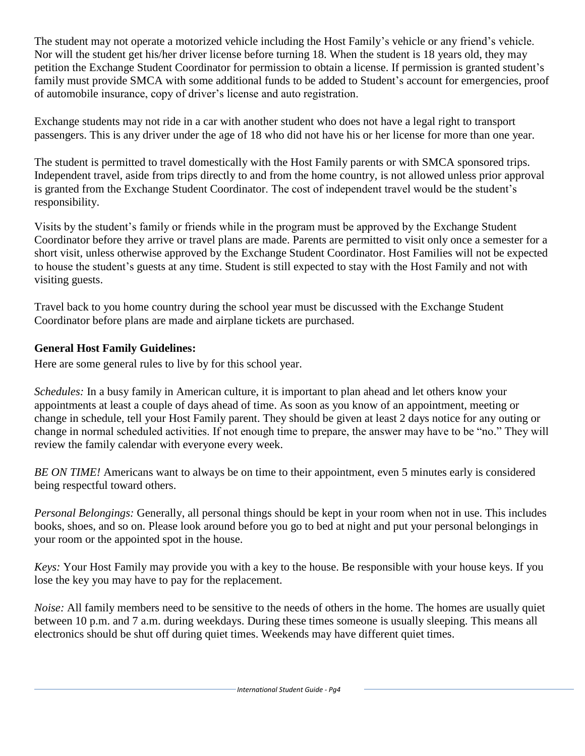The student may not operate a motorized vehicle including the Host Family's vehicle or any friend's vehicle. Nor will the student get his/her driver license before turning 18. When the student is 18 years old, they may petition the Exchange Student Coordinator for permission to obtain a license. If permission is granted student's family must provide SMCA with some additional funds to be added to Student's account for emergencies, proof of automobile insurance, copy of driver's license and auto registration.

Exchange students may not ride in a car with another student who does not have a legal right to transport passengers. This is any driver under the age of 18 who did not have his or her license for more than one year.

The student is permitted to travel domestically with the Host Family parents or with SMCA sponsored trips. Independent travel, aside from trips directly to and from the home country, is not allowed unless prior approval is granted from the Exchange Student Coordinator. The cost of independent travel would be the student's responsibility.

Visits by the student's family or friends while in the program must be approved by the Exchange Student Coordinator before they arrive or travel plans are made. Parents are permitted to visit only once a semester for a short visit, unless otherwise approved by the Exchange Student Coordinator. Host Families will not be expected to house the student's guests at any time. Student is still expected to stay with the Host Family and not with visiting guests.

Travel back to you home country during the school year must be discussed with the Exchange Student Coordinator before plans are made and airplane tickets are purchased.

**General Host Family Guidelines:**

Here are some general rules to live by for this school year.

*Schedules:* In a busy family in American culture, it is important to plan ahead and let others know your appointments at least a couple of days ahead of time. As soon as you know of an appointment, meeting or change in schedule, tell your Host Family parent. They should be given at least 2 days notice for any outing or change in normal scheduled activities. If not enough time to prepare, the answer may have to be "no." They will review the family calendar with everyone every week.

*BE ON TIME!* Americans want to always be on time to their appointment, even 5 minutes early is considered being respectful toward others.

*Personal Belongings:* Generally, all personal things should be kept in your room when not in use. This includes books, shoes, and so on. Please look around before you go to bed at night and put your personal belongings in your room or the appointed spot in the house.

*Keys:* Your Host Family may provide you with a key to the house. Be responsible with your house keys. If you lose the key you may have to pay for the replacement.

*Noise:* All family members need to be sensitive to the needs of others in the home. The homes are usually quiet between 10 p.m. and 7 a.m. during weekdays. During these times someone is usually sleeping. This means all electronics should be shut off during quiet times. Weekends may have different quiet times.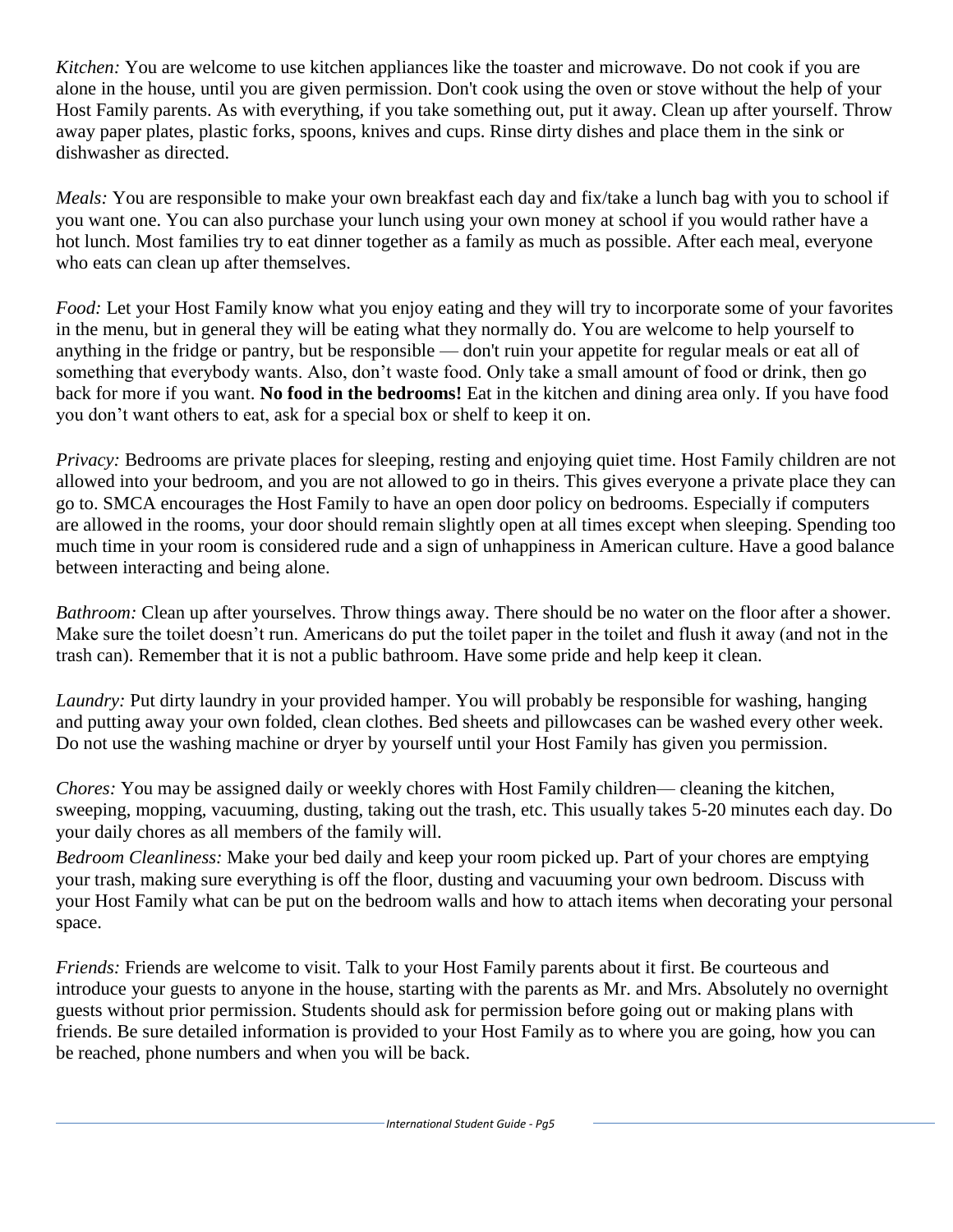*Kitchen:* You are welcome to use kitchen appliances like the toaster and microwave. Do not cook if you are alone in the house, until you are given permission. Don't cook using the oven or stove without the help of your Host Family parents. As with everything, if you take something out, put it away. Clean up after yourself. Throw away paper plates, plastic forks, spoons, knives and cups. Rinse dirty dishes and place them in the sink or dishwasher as directed.

*Meals:* You are responsible to make your own breakfast each day and fix/take a lunch bag with you to school if you want one. You can also purchase your lunch using your own money at school if you would rather have a hot lunch. Most families try to eat dinner together as a family as much as possible. After each meal, everyone who eats can clean up after themselves.

*Food:* Let your Host Family know what you enjoy eating and they will try to incorporate some of your favorites in the menu, but in general they will be eating what they normally do. You are welcome to help yourself to anything in the fridge or pantry, but be responsible — don't ruin your appetite for regular meals or eat all of something that everybody wants. Also, don’t waste food. Only take a small amount of food or drink, then go back for more if you want. **No food in the bedrooms!** Eat in the kitchen and dining area only. If you have food you don’t want others to eat, ask for a special box or shelf to keep it on.

*Privacy:* Bedrooms are private places for sleeping, resting and enjoying quiet time. Host Family children are not allowed into your bedroom, and you are not allowed to go in theirs. This gives everyone a private place they can go to. SMCA encourages the Host Family to have an open door policy on bedrooms. Especially if computers are allowed in the rooms, your door should remain slightly open at all times except when sleeping. Spending too much time in your room is considered rude and a sign of unhappiness in American culture. Have a good balance between interacting and being alone.

*Bathroom:* Clean up after yourselves. Throw things away. There should be no water on the floor after a shower. Make sure the toilet doesn’t run. Americans do put the toilet paper in the toilet and flush it away (and not in the trash can). Remember that it is not a public bathroom. Have some pride and help keep it clean.

*Laundry:* Put dirty laundry in your provided hamper. You will probably be responsible for washing, hanging and putting away your own folded, clean clothes. Bed sheets and pillowcases can be washed every other week. Do not use the washing machine or dryer by yourself until your Host Family has given you permission.

*Chores:* You may be assigned daily or weekly chores with Host Family children— cleaning the kitchen, sweeping, mopping, vacuuming, dusting, taking out the trash, etc. This usually takes 5-20 minutes each day. Do your daily chores as all members of the family will.

*Bedroom Cleanliness:* Make your bed daily and keep your room picked up. Part of your chores are emptying your trash, making sure everything is off the floor, dusting and vacuuming your own bedroom. Discuss with your Host Family what can be put on the bedroom walls and how to attach items when decorating your personal space.

*Friends:* Friends are welcome to visit. Talk to your Host Family parents about it first. Be courteous and introduce your guests to anyone in the house, starting with the parents as Mr. and Mrs. Absolutely no overnight guests without prior permission. Students should ask for permission before going out or making plans with friends. Be sure detailed information is provided to your Host Family as to where you are going, how you can be reached, phone numbers and when you will be back.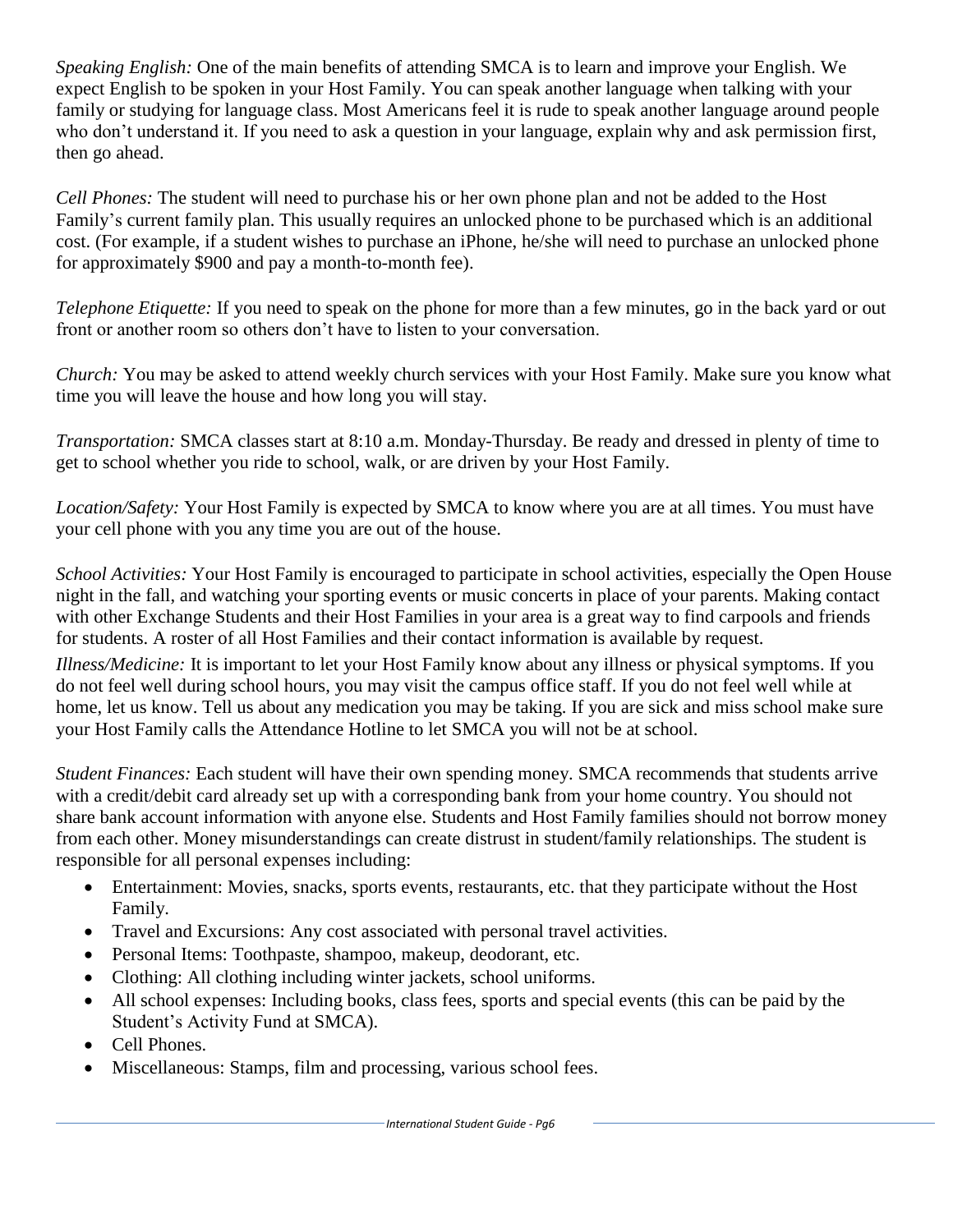*Speaking English:* One of the main benefits of attending SMCA is to learn and improve your English. We expect English to be spoken in your Host Family. You can speak another language when talking with your family or studying for language class. Most Americans feel it is rude to speak another language around people who don't understand it. If you need to ask a question in your language, explain why and ask permission first, then go ahead.

*Cell Phones:* The student will need to purchase his or her own phone plan and not be added to the Host Family's current family plan. This usually requires an unlocked phone to be purchased which is an additional cost. (For example, if a student wishes to purchase an iPhone, he/she will need to purchase an unlocked phone for approximately $900 and pay a month-to-month fee).

*Telephone Etiquette:* If you need to speak on the phone for more than a few minutes, go in the back yard or out front or another room so others don't have to listen to your conversation.

*Church:* You may be asked to attend weekly church services with your Host Family. Make sure you know what time you will leave the house and how long you will stay.

*Transportation:* SMCA classes start at 8:10 a.m. Monday-Thursday. Be ready and dressed in plenty of time to get to school whether you ride to school, walk, or are driven by your Host Family.

*Location/Safety:* Your Host Family is expected by SMCA to know where you are at all times. You must have your cell phone with you any time you are out of the house.

*School Activities:* Your Host Family is encouraged to participate in school activities, especially the Open House night in the fall, and watching your sporting events or music concerts in place of your parents. Making contact with other Exchange Students and their Host Families in your area is a great way to find carpools and friends for students. A roster of all Host Families and their contact information is available by request.

*Illness/Medicine:* It is important to let your Host Family know about any illness or physical symptoms. If you do not feel well during school hours, you may visit the campus office staff. If you do not feel well while at home, let us know. Tell us about any medication you may be taking. If you are sick and miss school make sure your Host Family calls the Attendance Hotline to let SMCA you will not be at school.

*Student Finances:* Each student will have their own spending money. SMCA recommends that students arrive with a credit/debit card already set up with a corresponding bank from your home country. You should not share bank account information with anyone else. Students and Host Family families should not borrow money from each other. Money misunderstandings can create distrust in student/family relationships. The student is responsible for all personal expenses including:

- Entertainment: Movies, snacks, sports events, restaurants, etc. that they participate without the Host Family.
- Travel and Excursions: Any cost associated with personal travel activities.
- Personal Items: Toothpaste, shampoo, makeup, deodorant, etc.
- Clothing: All clothing including winter jackets, school uniforms.
- All school expenses: Including books, class fees, sports and special events (this can be paid by the Student's Activity Fund at SMCA).
- Cell Phones.
- Miscellaneous: Stamps, film and processing, various school fees.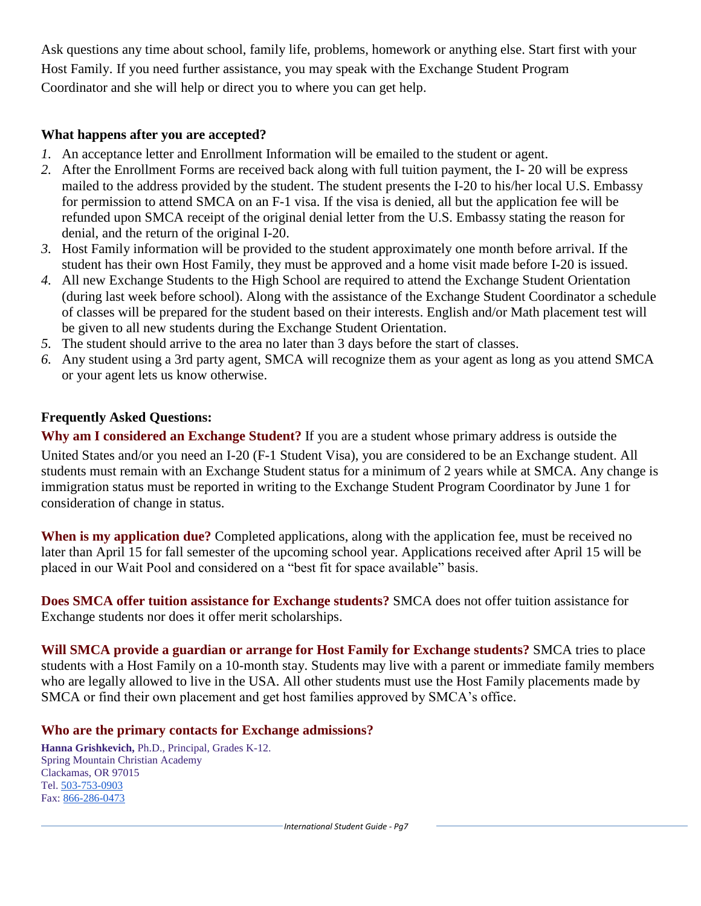Ask questions any time about school, family life, problems, homework or anything else. Start first with your Host Family. If you need further assistance, you may speak with the Exchange Student Program Coordinator and she will help or direct you to where you can get help.

### What happens after you are accepted?

1. An acceptance letter and Enrollment Information will be emailed to the student or agent.
2. After the Enrollment Forms are received back along with full tuition payment, the I- 20 will be express mailed to the address provided by the student. The student presents the I-20 to his/her local U.S. Embassy for permission to attend SMCA on an F-1 visa. If the visa is denied, all but the application fee will be refunded upon SMCA receipt of the original denial letter from the U.S. Embassy stating the reason for denial, and the return of the original I-20.
3. Host Family information will be provided to the student approximately one month before arrival. If the student has their own Host Family, they must be approved and a home visit made before I-20 is issued.
4. All new Exchange Students to the High School are required to attend the Exchange Student Orientation (during last week before school). Along with the assistance of the Exchange Student Coordinator a schedule of classes will be prepared for the student based on their interests. English and/or Math placement test will be given to all new students during the Exchange Student Orientation.
5. The student should arrive to the area no later than 3 days before the start of classes.
6. Any student using a 3rd party agent, SMCA will recognize them as your agent as long as you attend SMCA or your agent lets us know otherwise.

### Frequently Asked Questions:

**Why am I considered an Exchange Student?** If you are a student whose primary address is outside the United States and/or you need an I-20 (F-1 Student Visa), you are considered to be an Exchange student. All students must remain with an Exchange Student status for a minimum of 2 years while at SMCA. Any change is immigration status must be reported in writing to the Exchange Student Program Coordinator by June 1 for consideration of change in status.

**When is my application due?** Completed applications, along with the application fee, must be received no later than April 15 for fall semester of the upcoming school year. Applications received after April 15 will be placed in our Wait Pool and considered on a "best fit for space available" basis.

**Does SMCA offer tuition assistance for Exchange students?** SMCA does not offer tuition assistance for Exchange students nor does it offer merit scholarships.

**Will SMCA provide a guardian or arrange for Host Family for Exchange students?** SMCA tries to place students with a Host Family on a 10-month stay. Students may live with a parent or immediate family members who are legally allowed to live in the USA. All other students must use the Host Family placements made by SMCA or find their own placement and get host families approved by SMCA's office.

### Who are the primary contacts for Exchange admissions?

**Hanna Grishkevich,** Ph.D., Principal, Grades K-12.
Spring Mountain Christian Academy
Clackamas, OR 97015
Tel. 503-753-0903
Fax: 866-286-0473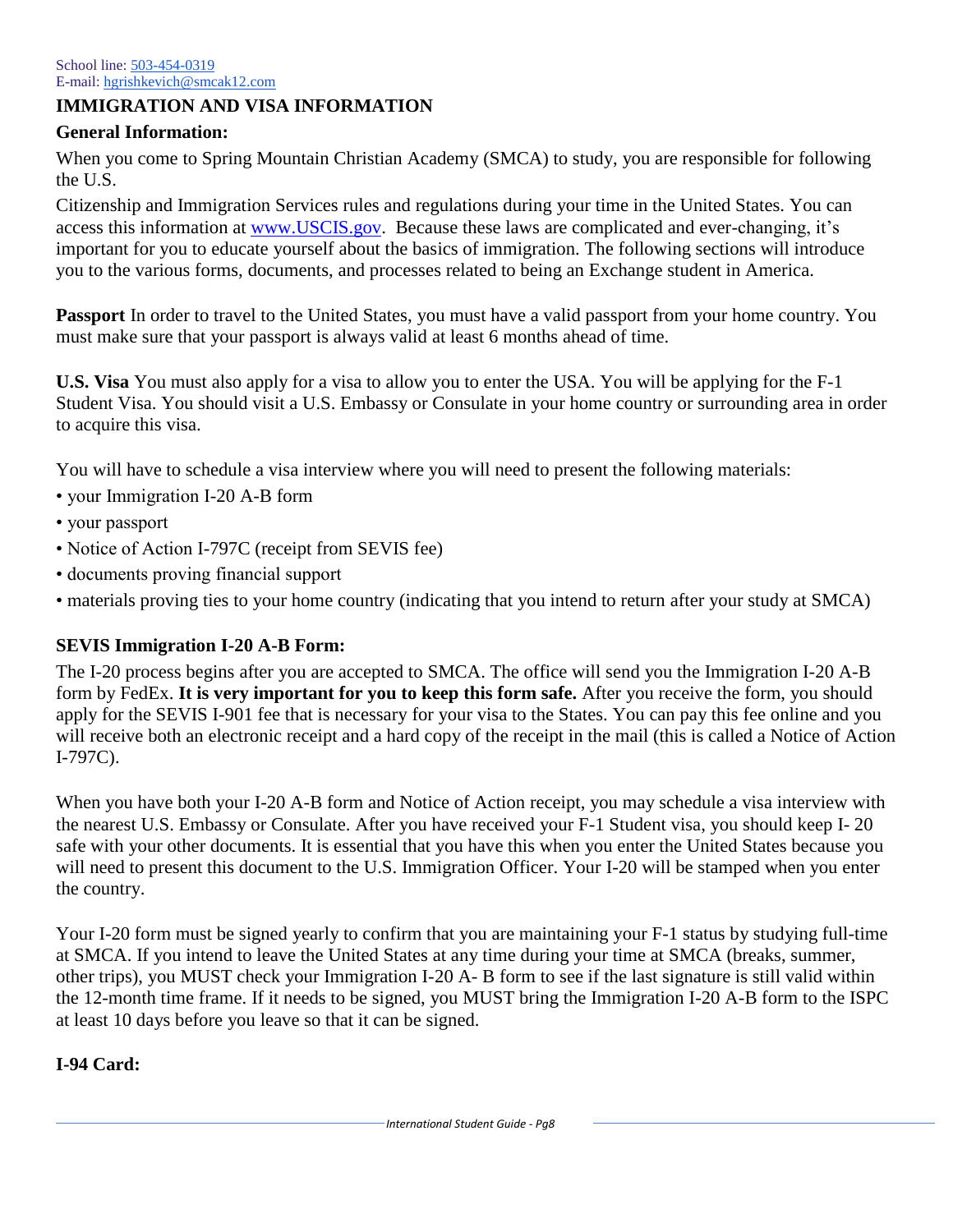School line: 503-454-0319
E-mail: hgrishkevich@smcak12.com

## IMMIGRATION AND VISA INFORMATION

### General Information:

When you come to Spring Mountain Christian Academy (SMCA) to study, you are responsible for following the U.S.

Citizenship and Immigration Services rules and regulations during your time in the United States. You can access this information at www.USCIS.gov. Because these laws are complicated and ever-changing, it's important for you to educate yourself about the basics of immigration. The following sections will introduce you to the various forms, documents, and processes related to being an Exchange student in America.

**Passport** In order to travel to the United States, you must have a valid passport from your home country. You must make sure that your passport is always valid at least 6 months ahead of time.

**U.S. Visa** You must also apply for a visa to allow you to enter the USA. You will be applying for the F-1 Student Visa. You should visit a U.S. Embassy or Consulate in your home country or surrounding area in order to acquire this visa.

You will have to schedule a visa interview where you will need to present the following materials:

- your Immigration I-20 A-B form
- your passport
- Notice of Action I-797C (receipt from SEVIS fee)
- documents proving financial support
- materials proving ties to your home country (indicating that you intend to return after your study at SMCA)

### SEVIS Immigration I-20 A-B Form:

The I-20 process begins after you are accepted to SMCA. The office will send you the Immigration I-20 A-B form by FedEx. **It is very important for you to keep this form safe.** After you receive the form, you should apply for the SEVIS I-901 fee that is necessary for your visa to the States. You can pay this fee online and you will receive both an electronic receipt and a hard copy of the receipt in the mail (this is called a Notice of Action I-797C).

When you have both your I-20 A-B form and Notice of Action receipt, you may schedule a visa interview with the nearest U.S. Embassy or Consulate. After you have received your F-1 Student visa, you should keep I- 20 safe with your other documents. It is essential that you have this when you enter the United States because you will need to present this document to the U.S. Immigration Officer. Your I-20 will be stamped when you enter the country.

Your I-20 form must be signed yearly to confirm that you are maintaining your F-1 status by studying full-time at SMCA. If you intend to leave the United States at any time during your time at SMCA (breaks, summer, other trips), you MUST check your Immigration I-20 A- B form to see if the last signature is still valid within the 12-month time frame. If it needs to be signed, you MUST bring the Immigration I-20 A-B form to the ISPC at least 10 days before you leave so that it can be signed.

### I-94 Card: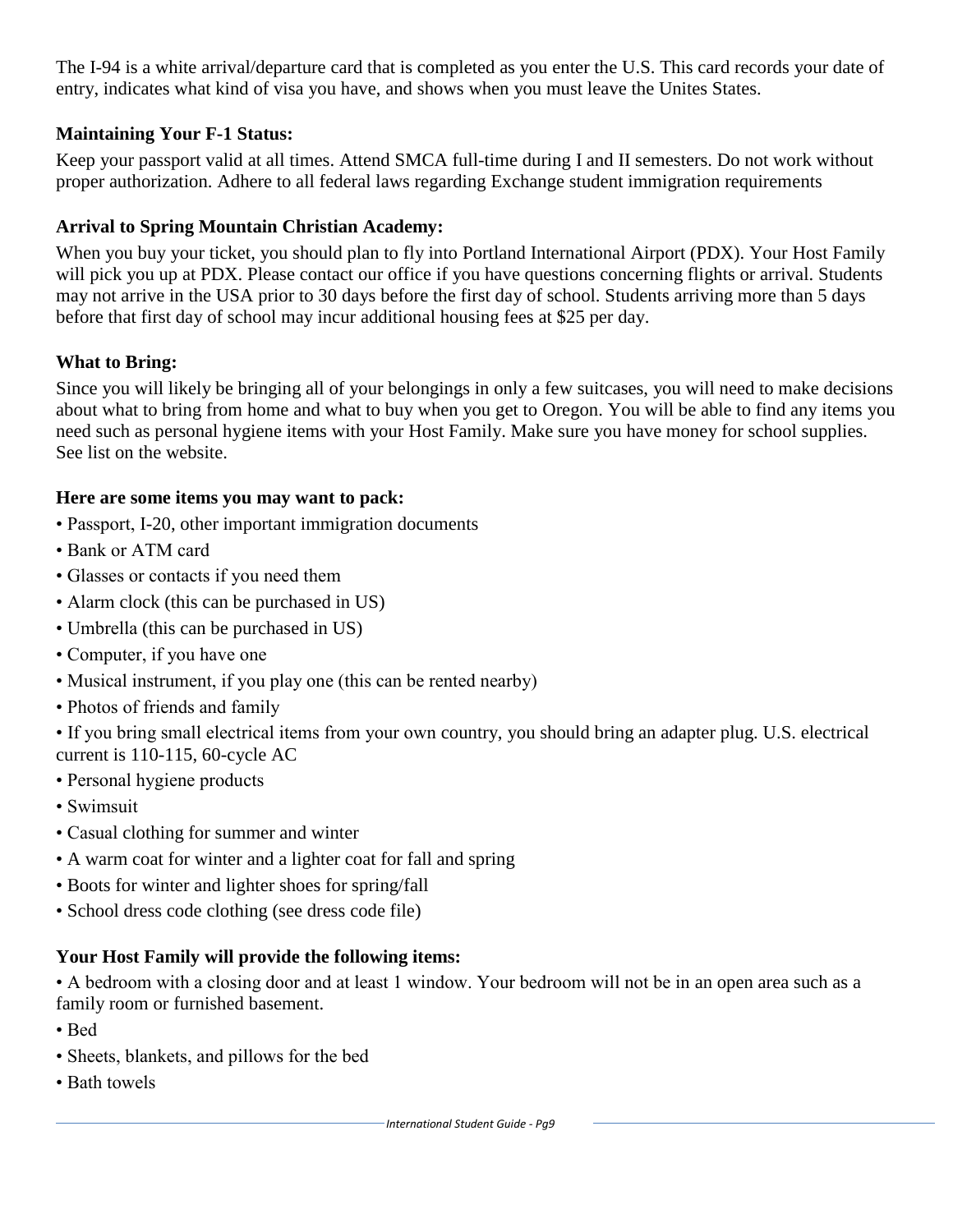The I-94 is a white arrival/departure card that is completed as you enter the U.S. This card records your date of entry, indicates what kind of visa you have, and shows when you must leave the Unites States.

**Maintaining Your F-1 Status:**

Keep your passport valid at all times. Attend SMCA full-time during I and II semesters. Do not work without proper authorization. Adhere to all federal laws regarding Exchange student immigration requirements

**Arrival to Spring Mountain Christian Academy:**

When you buy your ticket, you should plan to fly into Portland International Airport (PDX). Your Host Family will pick you up at PDX. Please contact our office if you have questions concerning flights or arrival. Students may not arrive in the USA prior to 30 days before the first day of school. Students arriving more than 5 days before that first day of school may incur additional housing fees at $25 per day.

**What to Bring:**

Since you will likely be bringing all of your belongings in only a few suitcases, you will need to make decisions about what to bring from home and what to buy when you get to Oregon. You will be able to find any items you need such as personal hygiene items with your Host Family. Make sure you have money for school supplies. See list on the website.

**Here are some items you may want to pack:**

- Passport, I-20, other important immigration documents
- Bank or ATM card
- Glasses or contacts if you need them
- Alarm clock (this can be purchased in US)
- Umbrella (this can be purchased in US)
- Computer, if you have one
- Musical instrument, if you play one (this can be rented nearby)
- Photos of friends and family
- If you bring small electrical items from your own country, you should bring an adapter plug. U.S. electrical current is 110-115, 60-cycle AC
- Personal hygiene products
- Swimsuit
- Casual clothing for summer and winter
- A warm coat for winter and a lighter coat for fall and spring
- Boots for winter and lighter shoes for spring/fall
- School dress code clothing (see dress code file)

**Your Host Family will provide the following items:**

- A bedroom with a closing door and at least 1 window. Your bedroom will not be in an open area such as a family room or furnished basement.
- Bed
- Sheets, blankets, and pillows for the bed
- Bath towels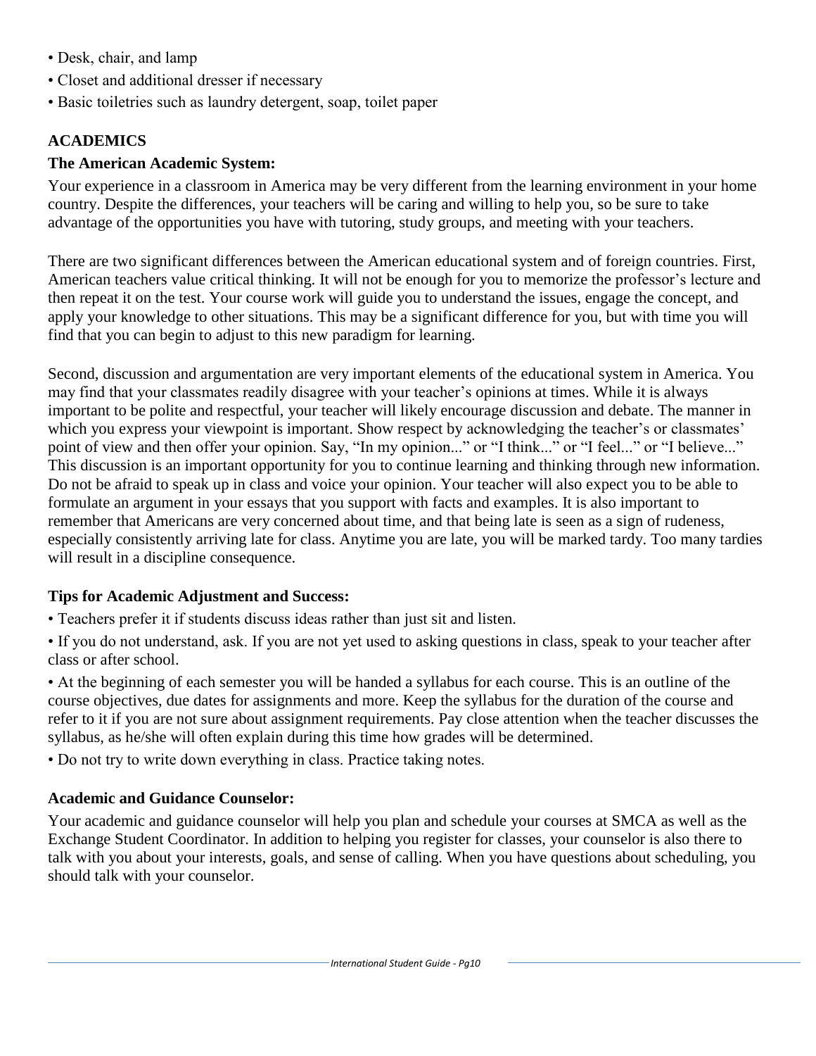- Desk, chair, and lamp
- Closet and additional dresser if necessary
- Basic toiletries such as laundry detergent, soap, toilet paper

## ACADEMICS

### The American Academic System:

Your experience in a classroom in America may be very different from the learning environment in your home country. Despite the differences, your teachers will be caring and willing to help you, so be sure to take advantage of the opportunities you have with tutoring, study groups, and meeting with your teachers.

There are two significant differences between the American educational system and of foreign countries. First, American teachers value critical thinking. It will not be enough for you to memorize the professor's lecture and then repeat it on the test. Your course work will guide you to understand the issues, engage the concept, and apply your knowledge to other situations. This may be a significant difference for you, but with time you will find that you can begin to adjust to this new paradigm for learning.

Second, discussion and argumentation are very important elements of the educational system in America. You may find that your classmates readily disagree with your teacher's opinions at times. While it is always important to be polite and respectful, your teacher will likely encourage discussion and debate. The manner in which you express your viewpoint is important. Show respect by acknowledging the teacher's or classmates' point of view and then offer your opinion. Say, "In my opinion..." or "I think..." or "I feel..." or "I believe..." This discussion is an important opportunity for you to continue learning and thinking through new information. Do not be afraid to speak up in class and voice your opinion. Your teacher will also expect you to be able to formulate an argument in your essays that you support with facts and examples. It is also important to remember that Americans are very concerned about time, and that being late is seen as a sign of rudeness, especially consistently arriving late for class. Anytime you are late, you will be marked tardy. Too many tardies will result in a discipline consequence.

### Tips for Academic Adjustment and Success:

- Teachers prefer it if students discuss ideas rather than just sit and listen.
- If you do not understand, ask. If you are not yet used to asking questions in class, speak to your teacher after class or after school.
- At the beginning of each semester you will be handed a syllabus for each course. This is an outline of the course objectives, due dates for assignments and more. Keep the syllabus for the duration of the course and refer to it if you are not sure about assignment requirements. Pay close attention when the teacher discusses the syllabus, as he/she will often explain during this time how grades will be determined.
- Do not try to write down everything in class. Practice taking notes.

### Academic and Guidance Counselor:

Your academic and guidance counselor will help you plan and schedule your courses at SMCA as well as the Exchange Student Coordinator. In addition to helping you register for classes, your counselor is also there to talk with you about your interests, goals, and sense of calling. When you have questions about scheduling, you should talk with your counselor.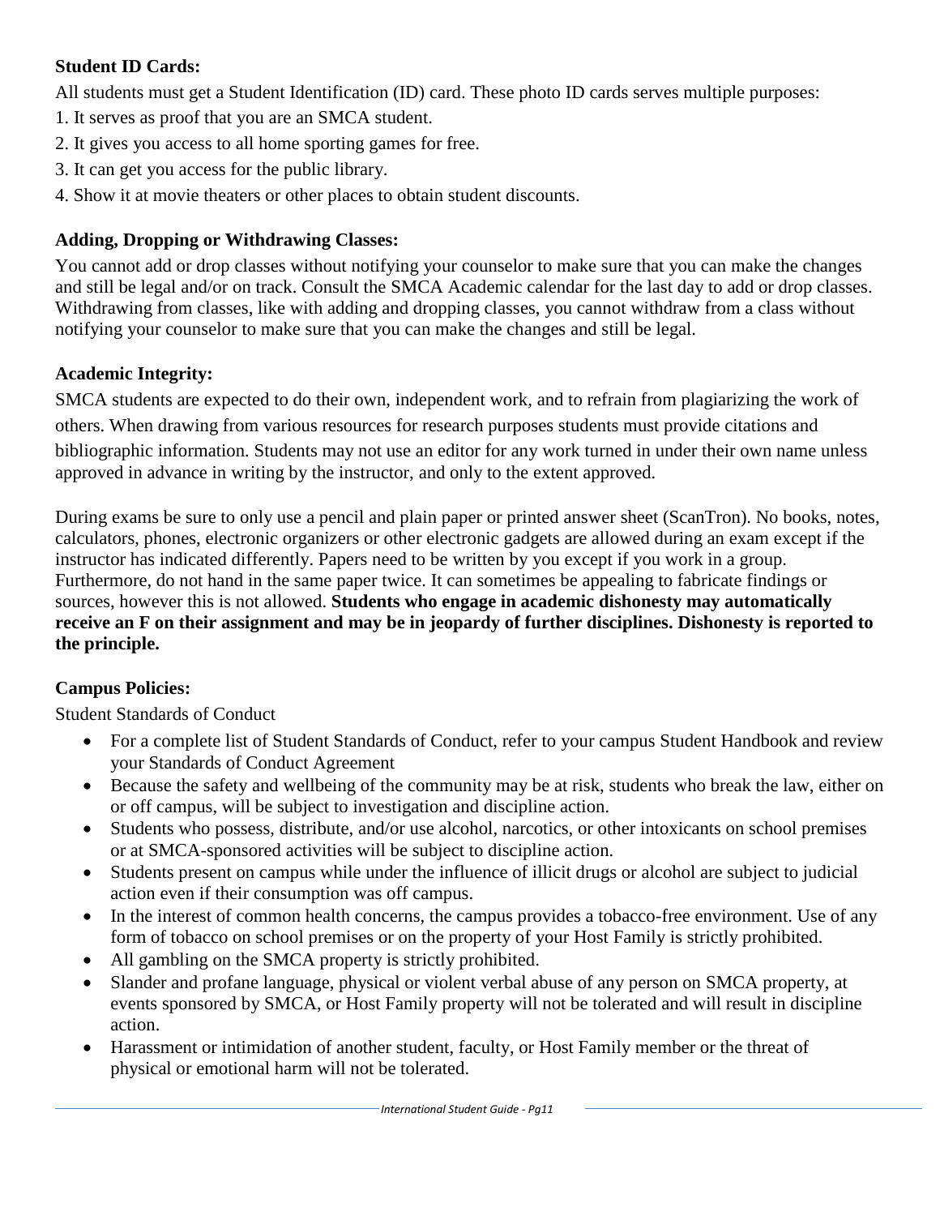**Student ID Cards:**

All students must get a Student Identification (ID) card. These photo ID cards serves multiple purposes:

1. It serves as proof that you are an SMCA student.
2. It gives you access to all home sporting games for free.
3. It can get you access for the public library.
4. Show it at movie theaters or other places to obtain student discounts.

**Adding, Dropping or Withdrawing Classes:**

You cannot add or drop classes without notifying your counselor to make sure that you can make the changes and still be legal and/or on track. Consult the SMCA Academic calendar for the last day to add or drop classes. Withdrawing from classes, like with adding and dropping classes, you cannot withdraw from a class without notifying your counselor to make sure that you can make the changes and still be legal.

**Academic Integrity:**

SMCA students are expected to do their own, independent work, and to refrain from plagiarizing the work of others. When drawing from various resources for research purposes students must provide citations and bibliographic information. Students may not use an editor for any work turned in under their own name unless approved in advance in writing by the instructor, and only to the extent approved.

During exams be sure to only use a pencil and plain paper or printed answer sheet (ScanTron). No books, notes, calculators, phones, electronic organizers or other electronic gadgets are allowed during an exam except if the instructor has indicated differently. Papers need to be written by you except if you work in a group. Furthermore, do not hand in the same paper twice. It can sometimes be appealing to fabricate findings or sources, however this is not allowed. **Students who engage in academic dishonesty may automatically receive an F on their assignment and may be in jeopardy of further disciplines. Dishonesty is reported to the principle.**

**Campus Policies:**

Student Standards of Conduct

- For a complete list of Student Standards of Conduct, refer to your campus Student Handbook and review your Standards of Conduct Agreement
- Because the safety and wellbeing of the community may be at risk, students who break the law, either on or off campus, will be subject to investigation and discipline action.
- Students who possess, distribute, and/or use alcohol, narcotics, or other intoxicants on school premises or at SMCA-sponsored activities will be subject to discipline action.
- Students present on campus while under the influence of illicit drugs or alcohol are subject to judicial action even if their consumption was off campus.
- In the interest of common health concerns, the campus provides a tobacco-free environment. Use of any form of tobacco on school premises or on the property of your Host Family is strictly prohibited.
- All gambling on the SMCA property is strictly prohibited.
- Slander and profane language, physical or violent verbal abuse of any person on SMCA property, at events sponsored by SMCA, or Host Family property will not be tolerated and will result in discipline action.
- Harassment or intimidation of another student, faculty, or Host Family member or the threat of physical or emotional harm will not be tolerated.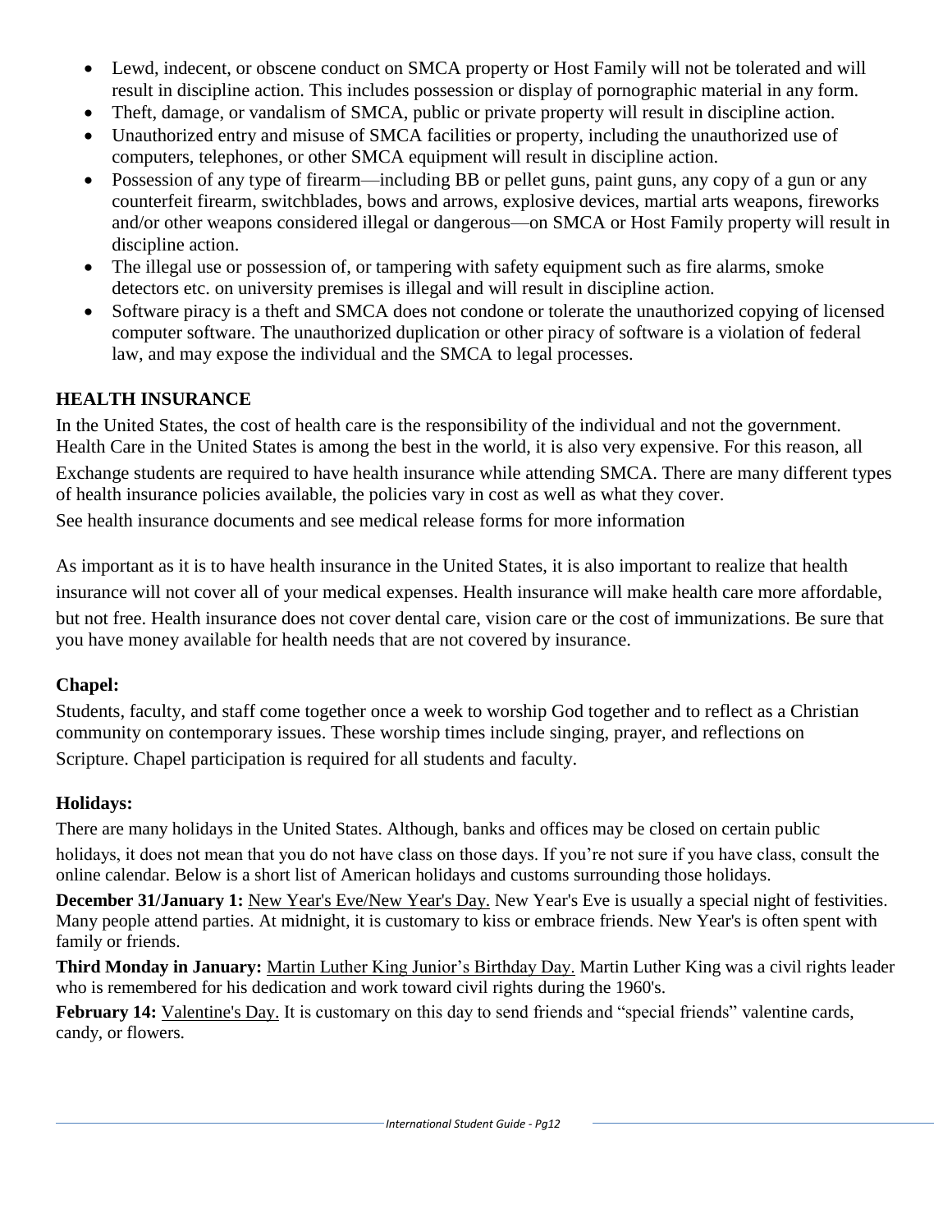- Lewd, indecent, or obscene conduct on SMCA property or Host Family will not be tolerated and will result in discipline action. This includes possession or display of pornographic material in any form.
- Theft, damage, or vandalism of SMCA, public or private property will result in discipline action.
- Unauthorized entry and misuse of SMCA facilities or property, including the unauthorized use of computers, telephones, or other SMCA equipment will result in discipline action.
- Possession of any type of firearm—including BB or pellet guns, paint guns, any copy of a gun or any counterfeit firearm, switchblades, bows and arrows, explosive devices, martial arts weapons, fireworks and/or other weapons considered illegal or dangerous—on SMCA or Host Family property will result in discipline action.
- The illegal use or possession of, or tampering with safety equipment such as fire alarms, smoke detectors etc. on university premises is illegal and will result in discipline action.
- Software piracy is a theft and SMCA does not condone or tolerate the unauthorized copying of licensed computer software. The unauthorized duplication or other piracy of software is a violation of federal law, and may expose the individual and the SMCA to legal processes.

## HEALTH INSURANCE

In the United States, the cost of health care is the responsibility of the individual and not the government. Health Care in the United States is among the best in the world, it is also very expensive. For this reason, all Exchange students are required to have health insurance while attending SMCA. There are many different types of health insurance policies available, the policies vary in cost as well as what they cover.

See health insurance documents and see medical release forms for more information

As important as it is to have health insurance in the United States, it is also important to realize that health insurance will not cover all of your medical expenses. Health insurance will make health care more affordable, but not free. Health insurance does not cover dental care, vision care or the cost of immunizations. Be sure that you have money available for health needs that are not covered by insurance.

## Chapel:

Students, faculty, and staff come together once a week to worship God together and to reflect as a Christian community on contemporary issues. These worship times include singing, prayer, and reflections on Scripture. Chapel participation is required for all students and faculty.

## Holidays:

There are many holidays in the United States. Although, banks and offices may be closed on certain public holidays, it does not mean that you do not have class on those days. If you're not sure if you have class, consult the online calendar. Below is a short list of American holidays and customs surrounding those holidays.

**December 31/January 1:** New Year's Eve/New Year's Day. New Year's Eve is usually a special night of festivities. Many people attend parties. At midnight, it is customary to kiss or embrace friends. New Year's is often spent with family or friends.

**Third Monday in January:** Martin Luther King Junior's Birthday Day. Martin Luther King was a civil rights leader who is remembered for his dedication and work toward civil rights during the 1960's.

**February 14:** Valentine's Day. It is customary on this day to send friends and "special friends" valentine cards, candy, or flowers.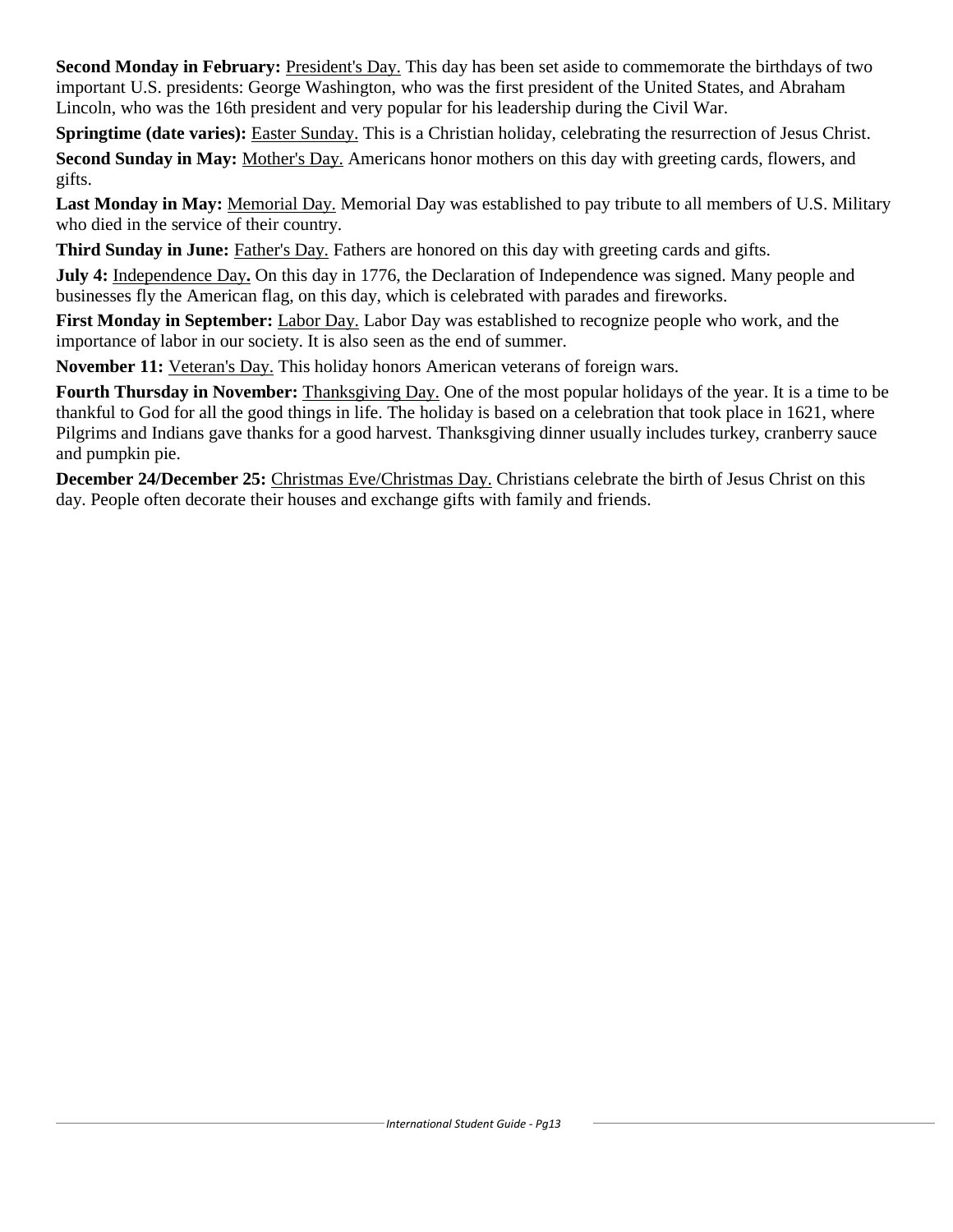**Second Monday in February:** President's Day. This day has been set aside to commemorate the birthdays of two important U.S. presidents: George Washington, who was the first president of the United States, and Abraham Lincoln, who was the 16th president and very popular for his leadership during the Civil War.

**Springtime (date varies):** Easter Sunday. This is a Christian holiday, celebrating the resurrection of Jesus Christ.

**Second Sunday in May:** Mother's Day. Americans honor mothers on this day with greeting cards, flowers, and gifts.

**Last Monday in May:** Memorial Day. Memorial Day was established to pay tribute to all members of U.S. Military who died in the service of their country.

**Third Sunday in June:** Father's Day. Fathers are honored on this day with greeting cards and gifts.

**July 4:** Independence Day**.** On this day in 1776, the Declaration of Independence was signed. Many people and businesses fly the American flag, on this day, which is celebrated with parades and fireworks.

**First Monday in September:** Labor Day. Labor Day was established to recognize people who work, and the importance of labor in our society. It is also seen as the end of summer.

**November 11:** Veteran's Day. This holiday honors American veterans of foreign wars.

**Fourth Thursday in November:** Thanksgiving Day. One of the most popular holidays of the year. It is a time to be thankful to God for all the good things in life. The holiday is based on a celebration that took place in 1621, where Pilgrims and Indians gave thanks for a good harvest. Thanksgiving dinner usually includes turkey, cranberry sauce and pumpkin pie.

**December 24/December 25:** Christmas Eve/Christmas Day. Christians celebrate the birth of Jesus Christ on this day. People often decorate their houses and exchange gifts with family and friends.